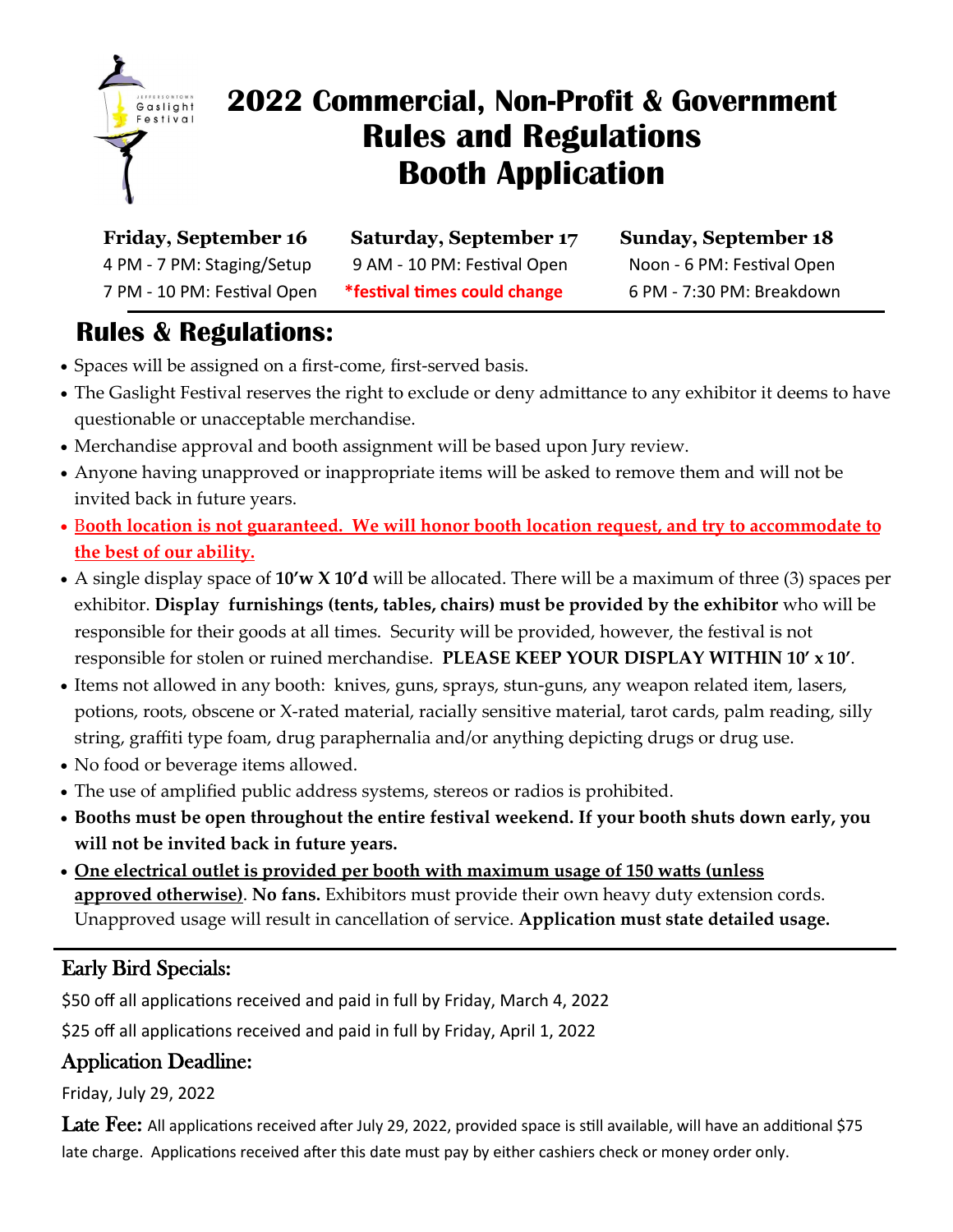# 2022 Commercial, Non-Profit & Government Rules and Regulations Booth Application

| Friday, September 16 | Saturday, September 17 | Sunday, September 18 |
|---|---|---|
| 4 PM - 7 PM: Staging/Setup | 9 AM - 10 PM: Festival Open | Noon - 6 PM: Festival Open |
| 7 PM - 10 PM: Festival Open | *festival times could change | 6 PM - 7:30 PM: Breakdown |

## Rules & Regulations:

- Spaces will be assigned on a first-come, first-served basis.
- The Gaslight Festival reserves the right to exclude or deny admittance to any exhibitor it deems to have questionable or unacceptable merchandise.
- Merchandise approval and booth assignment will be based upon Jury review.
- Anyone having unapproved or inappropriate items will be asked to remove them and will not be invited back in future years.
- **Booth location is not guaranteed. We will honor booth location request, and try to accommodate to the best of our ability.**
- A single display space of **10'w X 10'd** will be allocated. There will be a maximum of three (3) spaces per exhibitor. **Display furnishings (tents, tables, chairs) must be provided by the exhibitor** who will be responsible for their goods at all times. Security will be provided, however, the festival is not responsible for stolen or ruined merchandise. **PLEASE KEEP YOUR DISPLAY WITHIN 10' x 10'**.
- Items not allowed in any booth: knives, guns, sprays, stun-guns, any weapon related item, lasers, potions, roots, obscene or X-rated material, racially sensitive material, tarot cards, palm reading, silly string, graffiti type foam, drug paraphernalia and/or anything depicting drugs or drug use.
- No food or beverage items allowed.
- The use of amplified public address systems, stereos or radios is prohibited.
- **Booths must be open throughout the entire festival weekend. If your booth shuts down early, you will not be invited back in future years.**
- **One electrical outlet is provided per booth with maximum usage of 150 watts (unless approved otherwise)**. **No fans.** Exhibitors must provide their own heavy duty extension cords. Unapproved usage will result in cancellation of service. **Application must state detailed usage.**

### Early Bird Specials:

$50 off all applications received and paid in full by Friday, March 4, 2022

$25 off all applications received and paid in full by Friday, April 1, 2022

### Application Deadline:

Friday, July 29, 2022

**Late Fee:** All applications received after July 29, 2022, provided space is still available, will have an additional $75 late charge. Applications received after this date must pay by either cashiers check or money order only.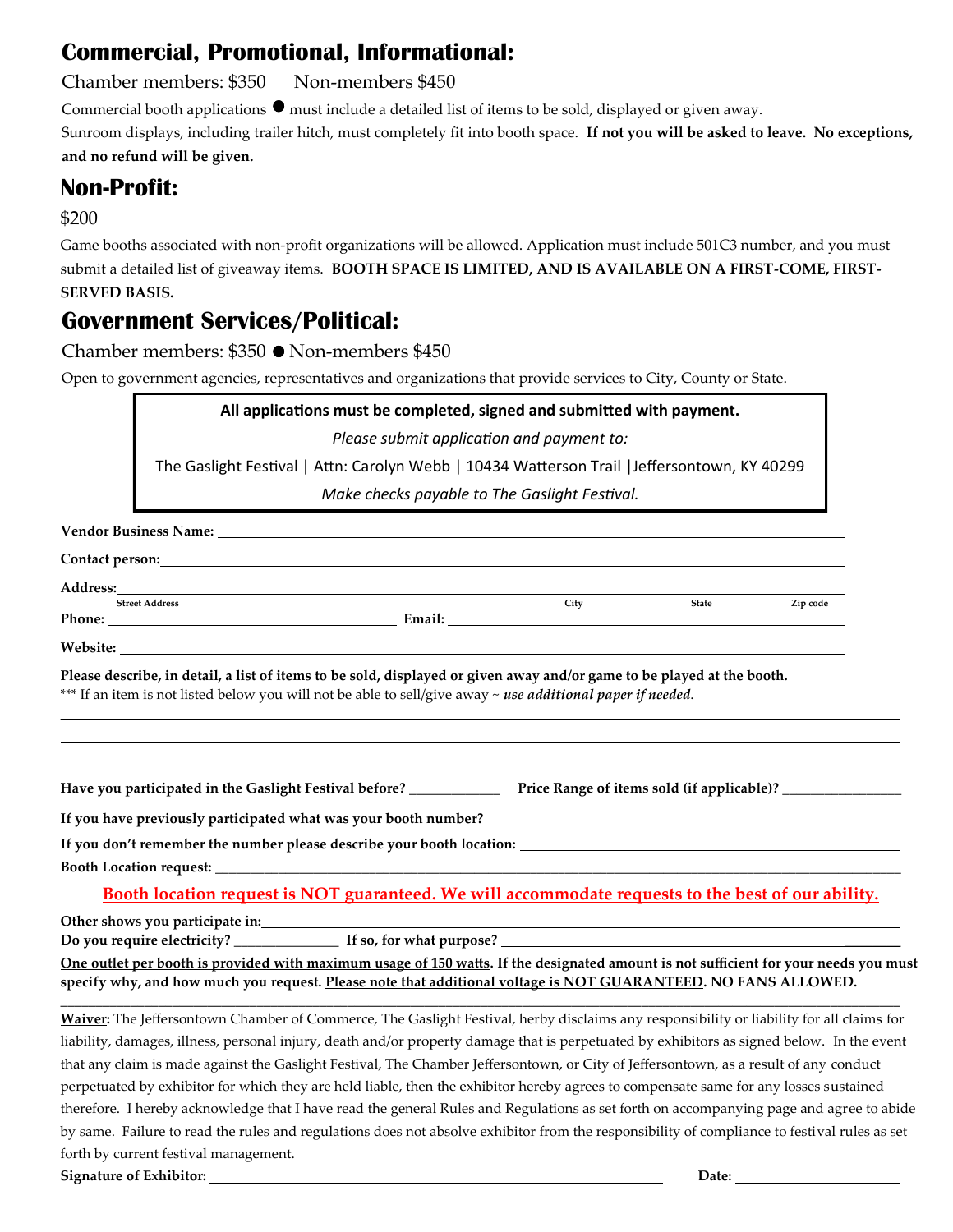## Commercial, Promotional, Informational:

Chamber members: $350 Non-members $450

Commercial booth applications ● must include a detailed list of items to be sold, displayed or given away.

Sunroom displays, including trailer hitch, must completely fit into booth space. **If not you will be asked to leave. No exceptions, and no refund will be given.**

## Non-Profit:

$200

Game booths associated with non-profit organizations will be allowed. Application must include 501C3 number, and you must submit a detailed list of giveaway items. **BOOTH SPACE IS LIMITED, AND IS AVAILABLE ON A FIRST-COME, FIRST-SERVED BASIS.**

## Government Services/Political:

Chamber members: $350 ● Non-members $450

Open to government agencies, representatives and organizations that provide services to City, County or State.

**All applications must be completed, signed and submitted with payment.**

*Please submit application and payment to:*

The Gaslight Festival | Attn: Carolyn Webb | 10434 Watterson Trail |Jeffersontown, KY 40299

*Make checks payable to The Gaslight Festival.*

**Vendor Business Name:** ______________________________

**Contact person:** ______________________________

**Address:** ______________________________
Street Address City State Zip code

**Phone:** ____________________ **Email:** ____________________

**Website:** ______________________________

**Please describe, in detail, a list of items to be sold, displayed or given away and/or game to be played at the booth.**
*** If an item is not listed below you will not be able to sell/give away ~ ***use additional paper if needed***.

______________________________

______________________________

______________________________

**Have you participated in the Gaslight Festival before?** ________ **Price Range of items sold (if applicable)?** ________

**If you have previously participated what was your booth number?** ________

**If you don't remember the number please describe your booth location:** ______________________________

**Booth Location request:** ______________________________

**Booth location request is NOT guaranteed. We will accommodate requests to the best of our ability.**

**Other shows you participate in:** ______________________________

**Do you require electricity?** ________ **If so, for what purpose?** ______________________________

**One outlet per booth is provided with maximum usage of 150 watts. If the designated amount is not sufficient for your needs you must specify why, and how much you request. Please note that additional voltage is NOT GUARANTEED. NO FANS ALLOWED.**

**Waiver:** The Jeffersontown Chamber of Commerce, The Gaslight Festival, herby disclaims any responsibility or liability for all claims for liability, damages, illness, personal injury, death and/or property damage that is perpetuated by exhibitors as signed below. In the event that any claim is made against the Gaslight Festival, The Chamber Jeffersontown, or City of Jeffersontown, as a result of any conduct perpetuated by exhibitor for which they are held liable, then the exhibitor hereby agrees to compensate same for any losses sustained therefore. I hereby acknowledge that I have read the general Rules and Regulations as set forth on accompanying page and agree to abide by same. Failure to read the rules and regulations does not absolve exhibitor from the responsibility of compliance to festival rules as set forth by current festival management.

**Signature of Exhibitor:** ______________________________ **Date:** ____________